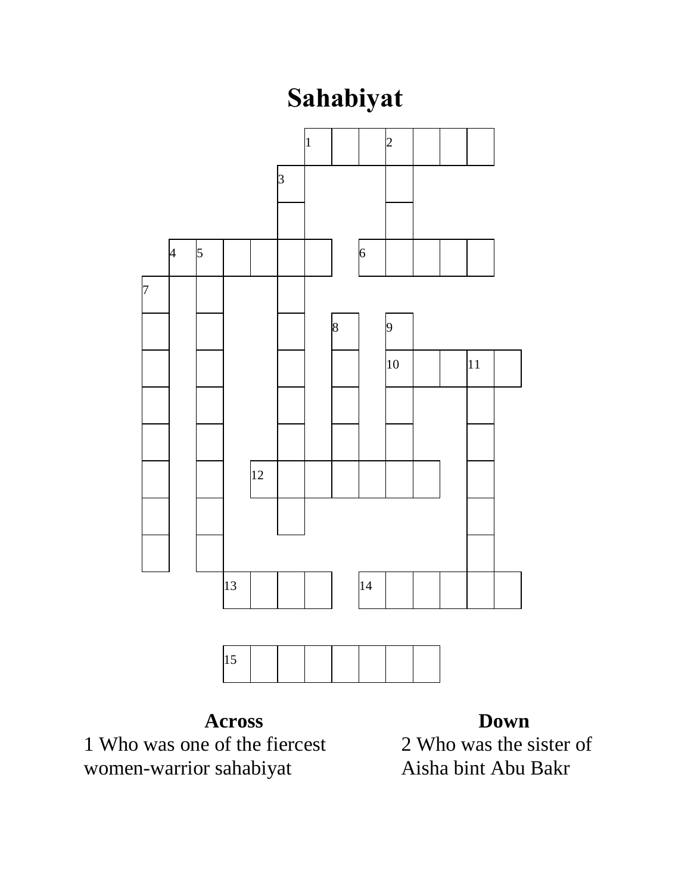# Sahabiyat

**Across**

1 Who was one of the fiercest women-warrior sahabiyat

**Down**

2 Who was the sister of Aisha bint Abu Bakr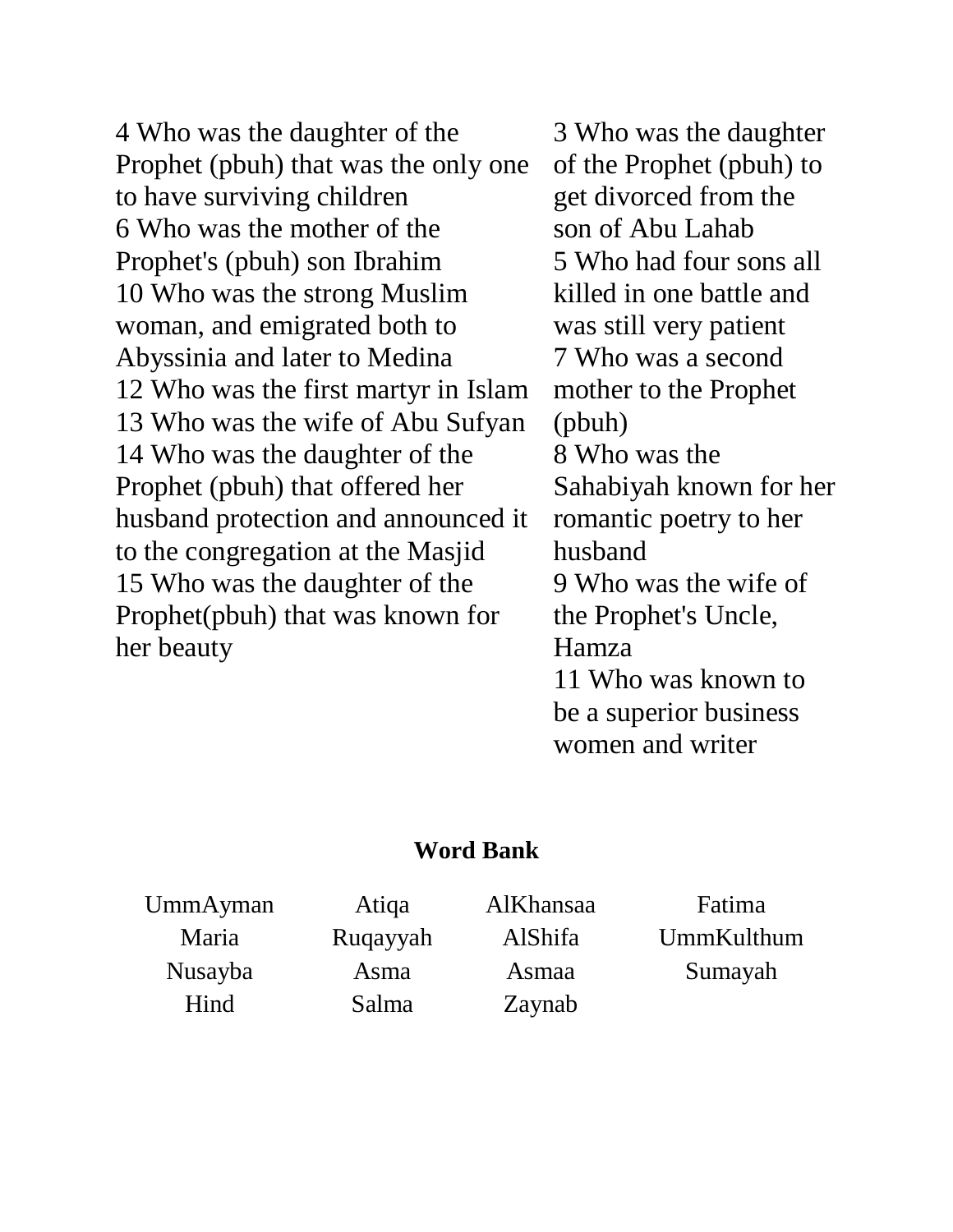4 Who was the daughter of the Prophet (pbuh) that was the only one to have surviving children
6 Who was the mother of the Prophet's (pbuh) son Ibrahim
10 Who was the strong Muslim woman, and emigrated both to Abyssinia and later to Medina
12 Who was the first martyr in Islam
13 Who was the wife of Abu Sufyan
14 Who was the daughter of the Prophet (pbuh) that offered her husband protection and announced it to the congregation at the Masjid
15 Who was the daughter of the Prophet(pbuh) that was known for her beauty

3 Who was the daughter of the Prophet (pbuh) to get divorced from the son of Abu Lahab
5 Who had four sons all killed in one battle and was still very patient
7 Who was a second mother to the Prophet (pbuh)
8 Who was the Sahabiyah known for her romantic poetry to her husband
9 Who was the wife of the Prophet's Uncle, Hamza
11 Who was known to be a superior business women and writer

**Word Bank**

| | | | |
|---|---|---|---|
| UmmAyman | Atiqa | AlKhansaa | Fatima |
| Maria | Ruqayyah | AlShifa | UmmKulthum |
| Nusayba | Asma | Asmaa | Sumayah |
| Hind | Salma | Zaynab | |